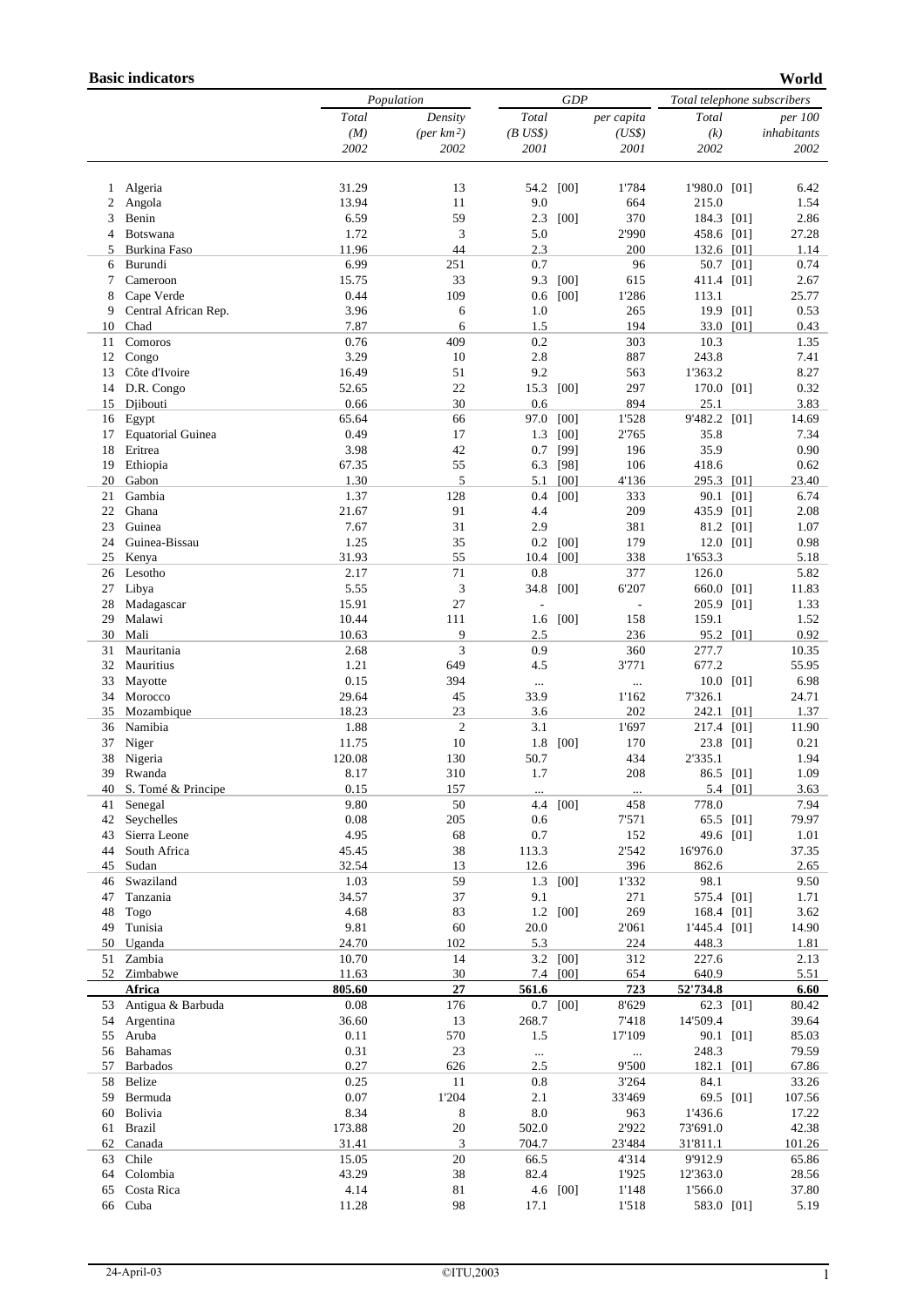**Basic indicators** **World**

| | | Population | | GDP | | | Total telephone subscribers | | |
|---|---|---|---|---|---|---|---|---|---|
| | | Total | Density | Total | | per capita | Total | | per 100 |
| | | (M) | (per km²) | (B US$) | | (US$) | (k) | | inhabitants |
| | | 2002 | 2002 | 2001 | | 2001 | 2002 | | 2002 |
| 1 | Algeria | 31.29 | 13 | 54.2 | [00] | 1'784 | 1'980.0 | [01] | 6.42 |
| 2 | Angola | 13.94 | 11 | 9.0 | | 664 | 215.0 | | 1.54 |
| 3 | Benin | 6.59 | 59 | 2.3 | [00] | 370 | 184.3 | [01] | 2.86 |
| 4 | Botswana | 1.72 | 3 | 5.0 | | 2'990 | 458.6 | [01] | 27.28 |
| 5 | Burkina Faso | 11.96 | 44 | 2.3 | | 200 | 132.6 | [01] | 1.14 |
| 6 | Burundi | 6.99 | 251 | 0.7 | | 96 | 50.7 | [01] | 0.74 |
| 7 | Cameroon | 15.75 | 33 | 9.3 | [00] | 615 | 411.4 | [01] | 2.67 |
| 8 | Cape Verde | 0.44 | 109 | 0.6 | [00] | 1'286 | 113.1 | | 25.77 |
| 9 | Central African Rep. | 3.96 | 6 | 1.0 | | 265 | 19.9 | [01] | 0.53 |
| 10 | Chad | 7.87 | 6 | 1.5 | | 194 | 33.0 | [01] | 0.43 |
| 11 | Comoros | 0.76 | 409 | 0.2 | | 303 | 10.3 | | 1.35 |
| 12 | Congo | 3.29 | 10 | 2.8 | | 887 | 243.8 | | 7.41 |
| 13 | Côte d'Ivoire | 16.49 | 51 | 9.2 | | 563 | 1'363.2 | | 8.27 |
| 14 | D.R. Congo | 52.65 | 22 | 15.3 | [00] | 297 | 170.0 | [01] | 0.32 |
| 15 | Djibouti | 0.66 | 30 | 0.6 | | 894 | 25.1 | | 3.83 |
| 16 | Egypt | 65.64 | 66 | 97.0 | [00] | 1'528 | 9'482.2 | [01] | 14.69 |
| 17 | Equatorial Guinea | 0.49 | 17 | 1.3 | [00] | 2'765 | 35.8 | | 7.34 |
| 18 | Eritrea | 3.98 | 42 | 0.7 | [99] | 196 | 35.9 | | 0.90 |
| 19 | Ethiopia | 67.35 | 55 | 6.3 | [98] | 106 | 418.6 | | 0.62 |
| 20 | Gabon | 1.30 | 5 | 5.1 | [00] | 4'136 | 295.3 | [01] | 23.40 |
| 21 | Gambia | 1.37 | 128 | 0.4 | [00] | 333 | 90.1 | [01] | 6.74 |
| 22 | Ghana | 21.67 | 91 | 4.4 | | 209 | 435.9 | [01] | 2.08 |
| 23 | Guinea | 7.67 | 31 | 2.9 | | 381 | 81.2 | [01] | 1.07 |
| 24 | Guinea-Bissau | 1.25 | 35 | 0.2 | [00] | 179 | 12.0 | [01] | 0.98 |
| 25 | Kenya | 31.93 | 55 | 10.4 | [00] | 338 | 1'653.3 | | 5.18 |
| 26 | Lesotho | 2.17 | 71 | 0.8 | | 377 | 126.0 | | 5.82 |
| 27 | Libya | 5.55 | 3 | 34.8 | [00] | 6'207 | 660.0 | [01] | 11.83 |
| 28 | Madagascar | 15.91 | 27 | - | | - | 205.9 | [01] | 1.33 |
| 29 | Malawi | 10.44 | 111 | 1.6 | [00] | 158 | 159.1 | | 1.52 |
| 30 | Mali | 10.63 | 9 | 2.5 | | 236 | 95.2 | [01] | 0.92 |
| 31 | Mauritania | 2.68 | 3 | 0.9 | | 360 | 277.7 | | 10.35 |
| 32 | Mauritius | 1.21 | 649 | 4.5 | | 3'771 | 677.2 | | 55.95 |
| 33 | Mayotte | 0.15 | 394 | ... | | ... | 10.0 | [01] | 6.98 |
| 34 | Morocco | 29.64 | 45 | 33.9 | | 1'162 | 7'326.1 | | 24.71 |
| 35 | Mozambique | 18.23 | 23 | 3.6 | | 202 | 242.1 | [01] | 1.37 |
| 36 | Namibia | 1.88 | 2 | 3.1 | | 1'697 | 217.4 | [01] | 11.90 |
| 37 | Niger | 11.75 | 10 | 1.8 | [00] | 170 | 23.8 | [01] | 0.21 |
| 38 | Nigeria | 120.08 | 130 | 50.7 | | 434 | 2'335.1 | | 1.94 |
| 39 | Rwanda | 8.17 | 310 | 1.7 | | 208 | 86.5 | [01] | 1.09 |
| 40 | S. Tomé & Principe | 0.15 | 157 | ... | | ... | 5.4 | [01] | 3.63 |
| 41 | Senegal | 9.80 | 50 | 4.4 | [00] | 458 | 778.0 | | 7.94 |
| 42 | Seychelles | 0.08 | 205 | 0.6 | | 7'571 | 65.5 | [01] | 79.97 |
| 43 | Sierra Leone | 4.95 | 68 | 0.7 | | 152 | 49.6 | [01] | 1.01 |
| 44 | South Africa | 45.45 | 38 | 113.3 | | 2'542 | 16'976.0 | | 37.35 |
| 45 | Sudan | 32.54 | 13 | 12.6 | | 396 | 862.6 | | 2.65 |
| 46 | Swaziland | 1.03 | 59 | 1.3 | [00] | 1'332 | 98.1 | | 9.50 |
| 47 | Tanzania | 34.57 | 37 | 9.1 | | 271 | 575.4 | [01] | 1.71 |
| 48 | Togo | 4.68 | 83 | 1.2 | [00] | 269 | 168.4 | [01] | 3.62 |
| 49 | Tunisia | 9.81 | 60 | 20.0 | | 2'061 | 1'445.4 | [01] | 14.90 |
| 50 | Uganda | 24.70 | 102 | 5.3 | | 224 | 448.3 | | 1.81 |
| 51 | Zambia | 10.70 | 14 | 3.2 | [00] | 312 | 227.6 | | 2.13 |
| 52 | Zimbabwe | 11.63 | 30 | 7.4 | [00] | 654 | 640.9 | | 5.51 |
| | **Africa** | **805.60** | **27** | **561.6** | | **723** | **52'734.8** | | **6.60** |
| 53 | Antigua & Barbuda | 0.08 | 176 | 0.7 | [00] | 8'629 | 62.3 | [01] | 80.42 |
| 54 | Argentina | 36.60 | 13 | 268.7 | | 7'418 | 14'509.4 | | 39.64 |
| 55 | Aruba | 0.11 | 570 | 1.5 | | 17'109 | 90.1 | [01] | 85.03 |
| 56 | Bahamas | 0.31 | 23 | ... | | ... | 248.3 | | 79.59 |
| 57 | Barbados | 0.27 | 626 | 2.5 | | 9'500 | 182.1 | [01] | 67.86 |
| 58 | Belize | 0.25 | 11 | 0.8 | | 3'264 | 84.1 | | 33.26 |
| 59 | Bermuda | 0.07 | 1'204 | 2.1 | | 33'469 | 69.5 | [01] | 107.56 |
| 60 | Bolivia | 8.34 | 8 | 8.0 | | 963 | 1'436.6 | | 17.22 |
| 61 | Brazil | 173.88 | 20 | 502.0 | | 2'922 | 73'691.0 | | 42.38 |
| 62 | Canada | 31.41 | 3 | 704.7 | | 23'484 | 31'811.1 | | 101.26 |
| 63 | Chile | 15.05 | 20 | 66.5 | | 4'314 | 9'912.9 | | 65.86 |
| 64 | Colombia | 43.29 | 38 | 82.4 | | 1'925 | 12'363.0 | | 28.56 |
| 65 | Costa Rica | 4.14 | 81 | 4.6 | [00] | 1'148 | 1'566.0 | | 37.80 |
| 66 | Cuba | 11.28 | 98 | 17.1 | | 1'518 | 583.0 | [01] | 5.19 |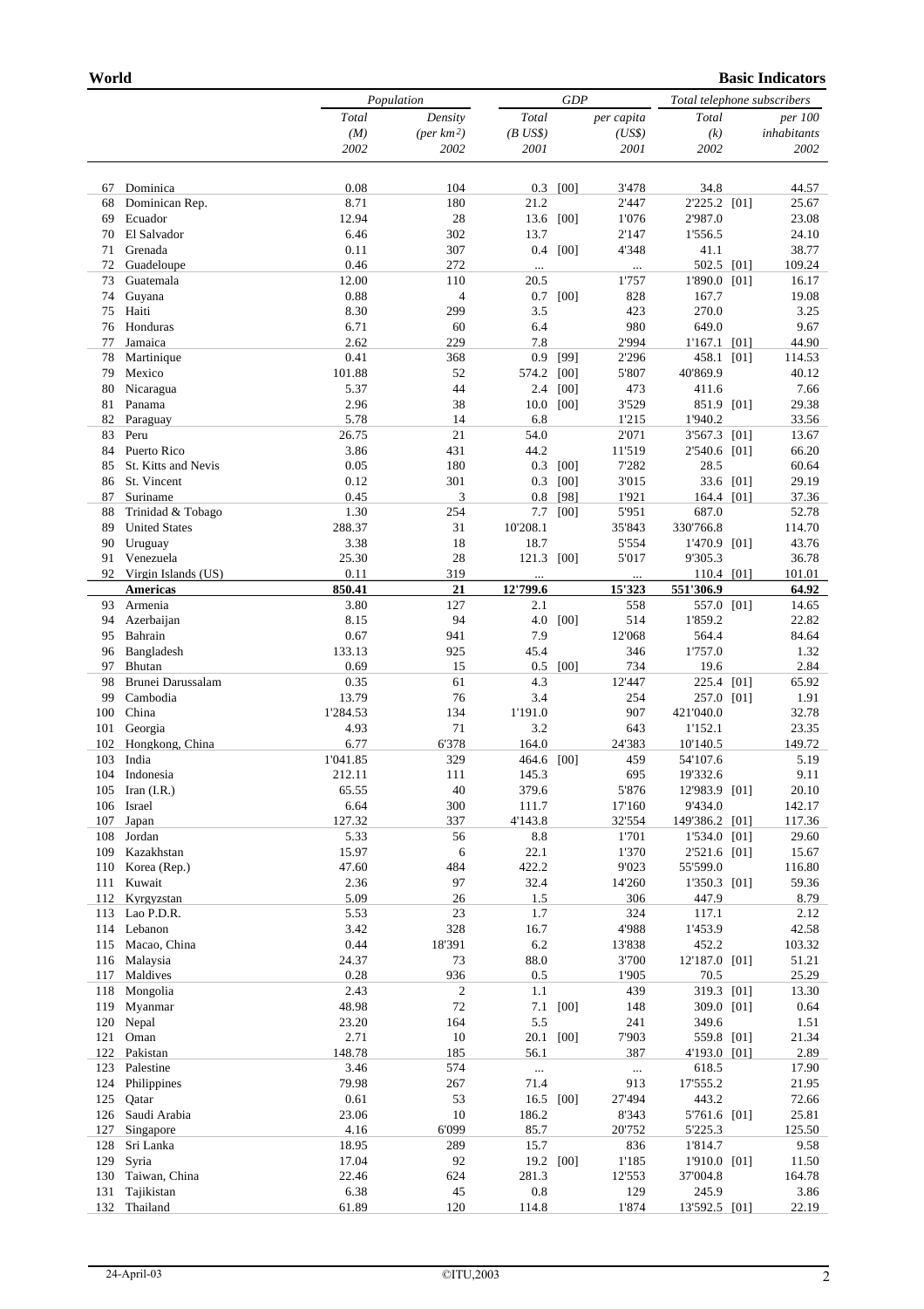| | | Population | | GDP | | | Total telephone subscribers | | |
|---|---|---|---|---|---|---|---|---|---|
| | | Total (M) 2002 | Density (per km²) 2002 | Total (B US$) 2001 | | per capita (US$) 2001 | Total (k) 2002 | | per 100 inhabitants 2002 |
| 67 | Dominica | 0.08 | 104 | 0.3 | [00] | 3'478 | 34.8 | | 44.57 |
| 68 | Dominican Rep. | 8.71 | 180 | 21.2 | | 2'447 | 2'225.2 | [01] | 25.67 |
| 69 | Ecuador | 12.94 | 28 | 13.6 | [00] | 1'076 | 2'987.0 | | 23.08 |
| 70 | El Salvador | 6.46 | 302 | 13.7 | | 2'147 | 1'556.5 | | 24.10 |
| 71 | Grenada | 0.11 | 307 | 0.4 | [00] | 4'348 | 41.1 | | 38.77 |
| 72 | Guadeloupe | 0.46 | 272 | ... | | ... | 502.5 | [01] | 109.24 |
| 73 | Guatemala | 12.00 | 110 | 20.5 | | 1'757 | 1'890.0 | [01] | 16.17 |
| 74 | Guyana | 0.88 | 4 | 0.7 | [00] | 828 | 167.7 | | 19.08 |
| 75 | Haiti | 8.30 | 299 | 3.5 | | 423 | 270.0 | | 3.25 |
| 76 | Honduras | 6.71 | 60 | 6.4 | | 980 | 649.0 | | 9.67 |
| 77 | Jamaica | 2.62 | 229 | 7.8 | | 2'994 | 1'167.1 | [01] | 44.90 |
| 78 | Martinique | 0.41 | 368 | 0.9 | [99] | 2'296 | 458.1 | [01] | 114.53 |
| 79 | Mexico | 101.88 | 52 | 574.2 | [00] | 5'807 | 40'869.9 | | 40.12 |
| 80 | Nicaragua | 5.37 | 44 | 2.4 | [00] | 473 | 411.6 | | 7.66 |
| 81 | Panama | 2.96 | 38 | 10.0 | [00] | 3'529 | 851.9 | [01] | 29.38 |
| 82 | Paraguay | 5.78 | 14 | 6.8 | | 1'215 | 1'940.2 | | 33.56 |
| 83 | Peru | 26.75 | 21 | 54.0 | | 2'071 | 3'567.3 | [01] | 13.67 |
| 84 | Puerto Rico | 3.86 | 431 | 44.2 | | 11'519 | 2'540.6 | [01] | 66.20 |
| 85 | St. Kitts and Nevis | 0.05 | 180 | 0.3 | [00] | 7'282 | 28.5 | | 60.64 |
| 86 | St. Vincent | 0.12 | 301 | 0.3 | [00] | 3'015 | 33.6 | [01] | 29.19 |
| 87 | Suriname | 0.45 | 3 | 0.8 | [98] | 1'921 | 164.4 | [01] | 37.36 |
| 88 | Trinidad & Tobago | 1.30 | 254 | 7.7 | [00] | 5'951 | 687.0 | | 52.78 |
| 89 | United States | 288.37 | 31 | 10'208.1 | | 35'843 | 330'766.8 | | 114.70 |
| 90 | Uruguay | 3.38 | 18 | 18.7 | | 5'554 | 1'470.9 | [01] | 43.76 |
| 91 | Venezuela | 25.30 | 28 | 121.3 | [00] | 5'017 | 9'305.3 | | 36.78 |
| 92 | Virgin Islands (US) | 0.11 | 319 | ... | | ... | 110.4 | [01] | 101.01 |
| | **Americas** | **850.41** | **21** | **12'799.6** | | **15'323** | **551'306.9** | | **64.92** |
| 93 | Armenia | 3.80 | 127 | 2.1 | | 558 | 557.0 | [01] | 14.65 |
| 94 | Azerbaijan | 8.15 | 94 | 4.0 | [00] | 514 | 1'859.2 | | 22.82 |
| 95 | Bahrain | 0.67 | 941 | 7.9 | | 12'068 | 564.4 | | 84.64 |
| 96 | Bangladesh | 133.13 | 925 | 45.4 | | 346 | 1'757.0 | | 1.32 |
| 97 | Bhutan | 0.69 | 15 | 0.5 | [00] | 734 | 19.6 | | 2.84 |
| 98 | Brunei Darussalam | 0.35 | 61 | 4.3 | | 12'447 | 225.4 | [01] | 65.92 |
| 99 | Cambodia | 13.79 | 76 | 3.4 | | 254 | 257.0 | [01] | 1.91 |
| 100 | China | 1'284.53 | 134 | 1'191.0 | | 907 | 421'040.0 | | 32.78 |
| 101 | Georgia | 4.93 | 71 | 3.2 | | 643 | 1'152.1 | | 23.35 |
| 102 | Hongkong, China | 6.77 | 6'378 | 164.0 | | 24'383 | 10'140.5 | | 149.72 |
| 103 | India | 1'041.85 | 329 | 464.6 | [00] | 459 | 54'107.6 | | 5.19 |
| 104 | Indonesia | 212.11 | 111 | 145.3 | | 695 | 19'332.6 | | 9.11 |
| 105 | Iran (I.R.) | 65.55 | 40 | 379.6 | | 5'876 | 12'983.9 | [01] | 20.10 |
| 106 | Israel | 6.64 | 300 | 111.7 | | 17'160 | 9'434.0 | | 142.17 |
| 107 | Japan | 127.32 | 337 | 4'143.8 | | 32'554 | 149'386.2 | [01] | 117.36 |
| 108 | Jordan | 5.33 | 56 | 8.8 | | 1'701 | 1'534.0 | [01] | 29.60 |
| 109 | Kazakhstan | 15.97 | 6 | 22.1 | | 1'370 | 2'521.6 | [01] | 15.67 |
| 110 | Korea (Rep.) | 47.60 | 484 | 422.2 | | 9'023 | 55'599.0 | | 116.80 |
| 111 | Kuwait | 2.36 | 97 | 32.4 | | 14'260 | 1'350.3 | [01] | 59.36 |
| 112 | Kyrgyzstan | 5.09 | 26 | 1.5 | | 306 | 447.9 | | 8.79 |
| 113 | Lao P.D.R. | 5.53 | 23 | 1.7 | | 324 | 117.1 | | 2.12 |
| 114 | Lebanon | 3.42 | 328 | 16.7 | | 4'988 | 1'453.9 | | 42.58 |
| 115 | Macao, China | 0.44 | 18'391 | 6.2 | | 13'838 | 452.2 | | 103.32 |
| 116 | Malaysia | 24.37 | 73 | 88.0 | | 3'700 | 12'187.0 | [01] | 51.21 |
| 117 | Maldives | 0.28 | 936 | 0.5 | | 1'905 | 70.5 | | 25.29 |
| 118 | Mongolia | 2.43 | 2 | 1.1 | | 439 | 319.3 | [01] | 13.30 |
| 119 | Myanmar | 48.98 | 72 | 7.1 | [00] | 148 | 309.0 | [01] | 0.64 |
| 120 | Nepal | 23.20 | 164 | 5.5 | | 241 | 349.6 | | 1.51 |
| 121 | Oman | 2.71 | 10 | 20.1 | [00] | 7'903 | 559.8 | [01] | 21.34 |
| 122 | Pakistan | 148.78 | 185 | 56.1 | | 387 | 4'193.0 | [01] | 2.89 |
| 123 | Palestine | 3.46 | 574 | ... | | ... | 618.5 | | 17.90 |
| 124 | Philippines | 79.98 | 267 | 71.4 | | 913 | 17'555.2 | | 21.95 |
| 125 | Qatar | 0.61 | 53 | 16.5 | [00] | 27'494 | 443.2 | | 72.66 |
| 126 | Saudi Arabia | 23.06 | 10 | 186.2 | | 8'343 | 5'761.6 | [01] | 25.81 |
| 127 | Singapore | 4.16 | 6'099 | 85.7 | | 20'752 | 5'225.3 | | 125.50 |
| 128 | Sri Lanka | 18.95 | 289 | 15.7 | | 836 | 1'814.7 | | 9.58 |
| 129 | Syria | 17.04 | 92 | 19.2 | [00] | 1'185 | 1'910.0 | [01] | 11.50 |
| 130 | Taiwan, China | 22.46 | 624 | 281.3 | | 12'553 | 37'004.8 | | 164.78 |
| 131 | Tajikistan | 6.38 | 45 | 0.8 | | 129 | 245.9 | | 3.86 |
| 132 | Thailand | 61.89 | 120 | 114.8 | | 1'874 | 13'592.5 | [01] | 22.19 |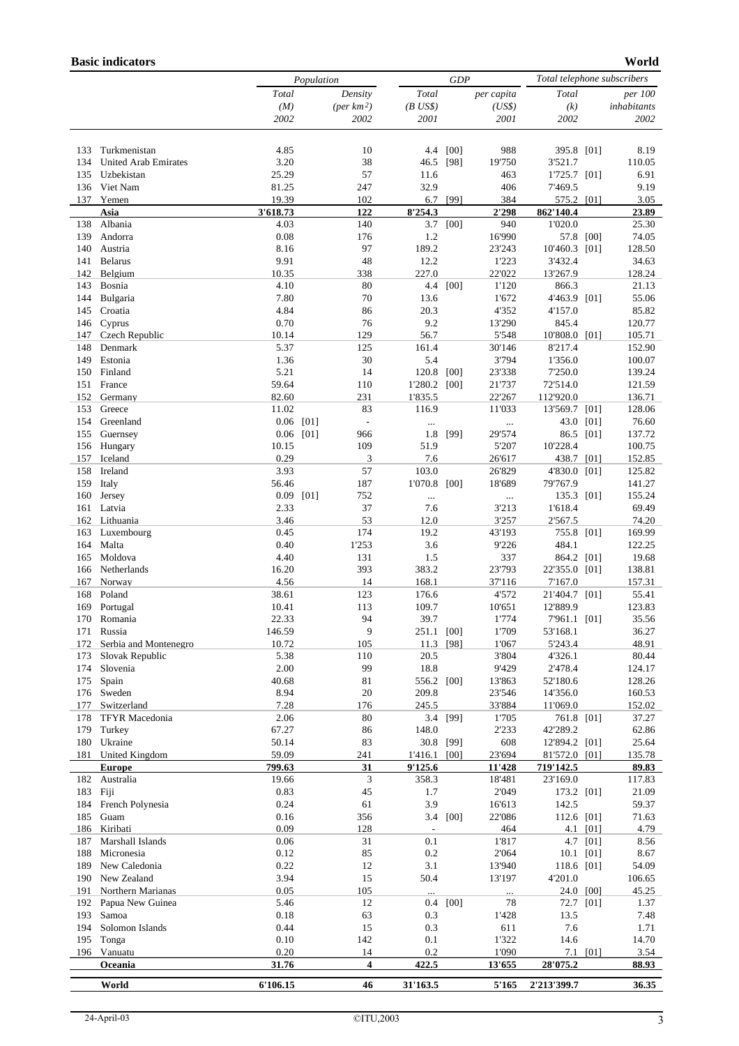**Basic indicators** **World**

| | | Population | | | GDP | | | Total telephone subscribers | | |
|---|---|---|---|---|---|---|---|---|---|---|
| | | Total (M) 2002 | | Density (per km²) 2002 | Total (B US$) 2001 | | per capita (US$) 2001 | Total (k) 2002 | | per 100 inhabitants 2002 |
| 133 | Turkmenistan | 4.85 | | 10 | 4.4 | [00] | 988 | 395.8 | [01] | 8.19 |
| 134 | United Arab Emirates | 3.20 | | 38 | 46.5 | [98] | 19'750 | 3'521.7 | | 110.05 |
| 135 | Uzbekistan | 25.29 | | 57 | 11.6 | | 463 | 1'725.7 | [01] | 6.91 |
| 136 | Viet Nam | 81.25 | | 247 | 32.9 | | 406 | 7'469.5 | | 9.19 |
| 137 | Yemen | 19.39 | | 102 | 6.7 | [99] | 384 | 575.2 | [01] | 3.05 |
| | **Asia** | **3'618.73** | | **122** | **8'254.3** | | **2'298** | **862'140.4** | | **23.89** |
| 138 | Albania | 4.03 | | 140 | 3.7 | [00] | 940 | 1'020.0 | | 25.30 |
| 139 | Andorra | 0.08 | | 176 | 1.2 | | 16'990 | 57.8 | [00] | 74.05 |
| 140 | Austria | 8.16 | | 97 | 189.2 | | 23'243 | 10'460.3 | [01] | 128.50 |
| 141 | Belarus | 9.91 | | 48 | 12.2 | | 1'223 | 3'432.4 | | 34.63 |
| 142 | Belgium | 10.35 | | 338 | 227.0 | | 22'022 | 13'267.9 | | 128.24 |
| 143 | Bosnia | 4.10 | | 80 | 4.4 | [00] | 1'120 | 866.3 | | 21.13 |
| 144 | Bulgaria | 7.80 | | 70 | 13.6 | | 1'672 | 4'463.9 | [01] | 55.06 |
| 145 | Croatia | 4.84 | | 86 | 20.3 | | 4'352 | 4'157.0 | | 85.82 |
| 146 | Cyprus | 0.70 | | 76 | 9.2 | | 13'290 | 845.4 | | 120.77 |
| 147 | Czech Republic | 10.14 | | 129 | 56.7 | | 5'548 | 10'808.0 | [01] | 105.71 |
| 148 | Denmark | 5.37 | | 125 | 161.4 | | 30'146 | 8'217.4 | | 152.90 |
| 149 | Estonia | 1.36 | | 30 | 5.4 | | 3'794 | 1'356.0 | | 100.07 |
| 150 | Finland | 5.21 | | 14 | 120.8 | [00] | 23'338 | 7'250.0 | | 139.24 |
| 151 | France | 59.64 | | 110 | 1'280.2 | [00] | 21'737 | 72'514.0 | | 121.59 |
| 152 | Germany | 82.60 | | 231 | 1'835.5 | | 22'267 | 112'920.0 | | 136.71 |
| 153 | Greece | 11.02 | | 83 | 116.9 | | 11'033 | 13'569.7 | [01] | 128.06 |
| 154 | Greenland | 0.06 | [01] | - | ... | | ... | 43.0 | [01] | 76.60 |
| 155 | Guernsey | 0.06 | [01] | 966 | 1.8 | [99] | 29'574 | 86.5 | [01] | 137.72 |
| 156 | Hungary | 10.15 | | 109 | 51.9 | | 5'207 | 10'228.4 | | 100.75 |
| 157 | Iceland | 0.29 | | 3 | 7.6 | | 26'617 | 438.7 | [01] | 152.85 |
| 158 | Ireland | 3.93 | | 57 | 103.0 | | 26'829 | 4'830.0 | [01] | 125.82 |
| 159 | Italy | 56.46 | | 187 | 1'070.8 | [00] | 18'689 | 79'767.9 | | 141.27 |
| 160 | Jersey | 0.09 | [01] | 752 | ... | | ... | 135.3 | [01] | 155.24 |
| 161 | Latvia | 2.33 | | 37 | 7.6 | | 3'213 | 1'618.4 | | 69.49 |
| 162 | Lithuania | 3.46 | | 53 | 12.0 | | 3'257 | 2'567.5 | | 74.20 |
| 163 | Luxembourg | 0.45 | | 174 | 19.2 | | 43'193 | 755.8 | [01] | 169.99 |
| 164 | Malta | 0.40 | | 1'253 | 3.6 | | 9'226 | 484.1 | | 122.25 |
| 165 | Moldova | 4.40 | | 131 | 1.5 | | 337 | 864.2 | [01] | 19.68 |
| 166 | Netherlands | 16.20 | | 393 | 383.2 | | 23'793 | 22'355.0 | [01] | 138.81 |
| 167 | Norway | 4.56 | | 14 | 168.1 | | 37'116 | 7'167.0 | | 157.31 |
| 168 | Poland | 38.61 | | 123 | 176.6 | | 4'572 | 21'404.7 | [01] | 55.41 |
| 169 | Portugal | 10.41 | | 113 | 109.7 | | 10'651 | 12'889.9 | | 123.83 |
| 170 | Romania | 22.33 | | 94 | 39.7 | | 1'774 | 7'961.1 | [01] | 35.56 |
| 171 | Russia | 146.59 | | 9 | 251.1 | [00] | 1'709 | 53'168.1 | | 36.27 |
| 172 | Serbia and Montenegro | 10.72 | | 105 | 11.3 | [98] | 1'067 | 5'243.4 | | 48.91 |
| 173 | Slovak Republic | 5.38 | | 110 | 20.5 | | 3'804 | 4'326.1 | | 80.44 |
| 174 | Slovenia | 2.00 | | 99 | 18.8 | | 9'429 | 2'478.4 | | 124.17 |
| 175 | Spain | 40.68 | | 81 | 556.2 | [00] | 13'863 | 52'180.6 | | 128.26 |
| 176 | Sweden | 8.94 | | 20 | 209.8 | | 23'546 | 14'356.0 | | 160.53 |
| 177 | Switzerland | 7.28 | | 176 | 245.5 | | 33'884 | 11'069.0 | | 152.02 |
| 178 | TFYR Macedonia | 2.06 | | 80 | 3.4 | [99] | 1'705 | 761.8 | [01] | 37.27 |
| 179 | Turkey | 67.27 | | 86 | 148.0 | | 2'233 | 42'289.2 | | 62.86 |
| 180 | Ukraine | 50.14 | | 83 | 30.8 | [99] | 608 | 12'894.2 | [01] | 25.64 |
| 181 | United Kingdom | 59.09 | | 241 | 1'416.1 | [00] | 23'694 | 81'572.0 | [01] | 135.78 |
| | **Europe** | **799.63** | | **31** | **9'125.6** | | **11'428** | **719'142.5** | | **89.83** |
| 182 | Australia | 19.66 | | 3 | 358.3 | | 18'481 | 23'169.0 | | 117.83 |
| 183 | Fiji | 0.83 | | 45 | 1.7 | | 2'049 | 173.2 | [01] | 21.09 |
| 184 | French Polynesia | 0.24 | | 61 | 3.9 | | 16'613 | 142.5 | | 59.37 |
| 185 | Guam | 0.16 | | 356 | 3.4 | [00] | 22'086 | 112.6 | [01] | 71.63 |
| 186 | Kiribati | 0.09 | | 128 | - | | 464 | 4.1 | [01] | 4.79 |
| 187 | Marshall Islands | 0.06 | | 31 | 0.1 | | 1'817 | 4.7 | [01] | 8.56 |
| 188 | Micronesia | 0.12 | | 85 | 0.2 | | 2'064 | 10.1 | [01] | 8.67 |
| 189 | New Caledonia | 0.22 | | 12 | 3.1 | | 13'940 | 118.6 | [01] | 54.09 |
| 190 | New Zealand | 3.94 | | 15 | 50.4 | | 13'197 | 4'201.0 | | 106.65 |
| 191 | Northern Marianas | 0.05 | | 105 | ... | | ... | 24.0 | [00] | 45.25 |
| 192 | Papua New Guinea | 5.46 | | 12 | 0.4 | [00] | 78 | 72.7 | [01] | 1.37 |
| 193 | Samoa | 0.18 | | 63 | 0.3 | | 1'428 | 13.5 | | 7.48 |
| 194 | Solomon Islands | 0.44 | | 15 | 0.3 | | 611 | 7.6 | | 1.71 |
| 195 | Tonga | 0.10 | | 142 | 0.1 | | 1'322 | 14.6 | | 14.70 |
| 196 | Vanuatu | 0.20 | | 14 | 0.2 | | 1'090 | 7.1 | [01] | 3.54 |
| | **Oceania** | **31.76** | | **4** | **422.5** | | **13'655** | **28'075.2** | | **88.93** |
| | **World** | **6'106.15** | | **46** | **31'163.5** | | **5'165** | **2'213'399.7** | | **36.35** |

24-April-03 ©ITU,2003